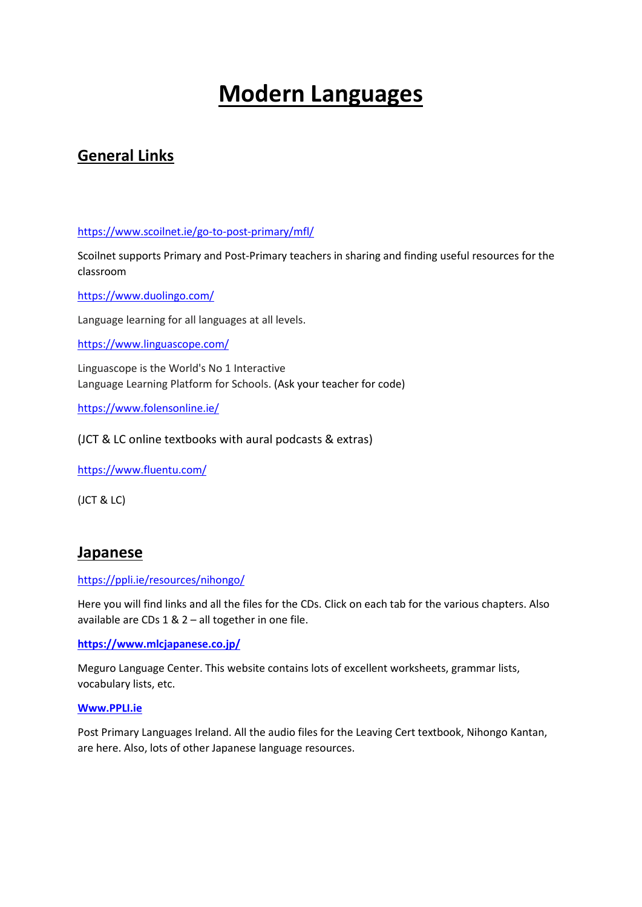# Modern Languages

## General Links

https://www.scoilnet.ie/go-to-post-primary/mfl/

Scoilnet supports Primary and Post-Primary teachers in sharing and finding useful resources for the classroom

https://www.duolingo.com/

Language learning for all languages at all levels.

https://www.linguascope.com/

Linguascope is the World's No 1 Interactive
Language Learning Platform for Schools. (Ask your teacher for code)

https://www.folensonline.ie/

(JCT & LC online textbooks with aural podcasts & extras)

https://www.fluentu.com/

(JCT & LC)

## Japanese

https://ppli.ie/resources/nihongo/

Here you will find links and all the files for the CDs. Click on each tab for the various chapters. Also available are CDs 1 & 2 – all together in one file.

**https://www.mlcjapanese.co.jp/**

Meguro Language Center. This website contains lots of excellent worksheets, grammar lists, vocabulary lists, etc.

**Www.PPLI.ie**

Post Primary Languages Ireland. All the audio files for the Leaving Cert textbook, Nihongo Kantan, are here. Also, lots of other Japanese language resources.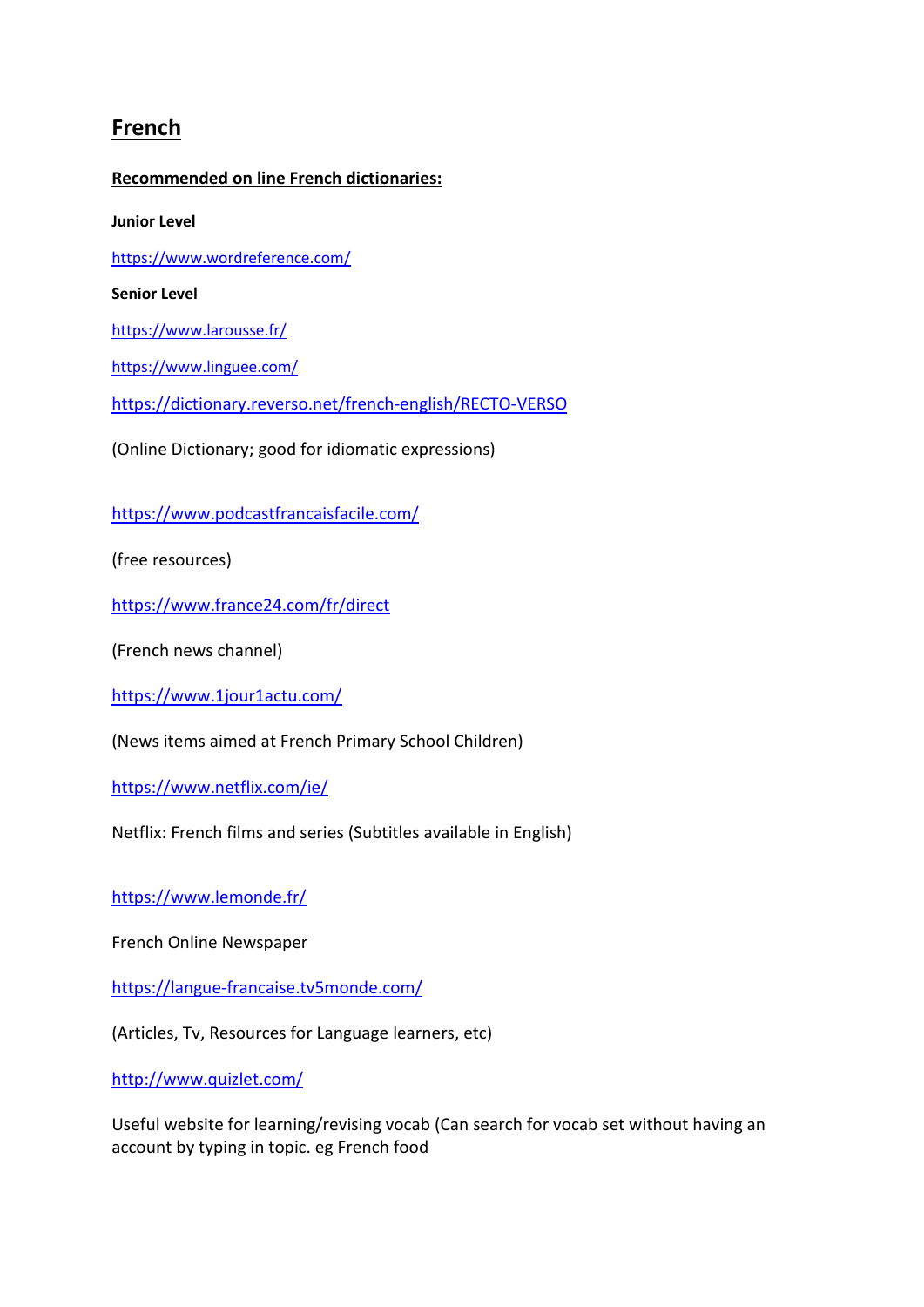# French

**Recommended on line French dictionaries:**

**Junior Level**

https://www.wordreference.com/

**Senior Level**

https://www.larousse.fr/

https://www.linguee.com/

https://dictionary.reverso.net/french-english/RECTO-VERSO

(Online Dictionary; good for idiomatic expressions)

https://www.podcastfrancaisfacile.com/

(free resources)

https://www.france24.com/fr/direct

(French news channel)

https://www.1jour1actu.com/

(News items aimed at French Primary School Children)

https://www.netflix.com/ie/

Netflix: French films and series (Subtitles available in English)

https://www.lemonde.fr/

French Online Newspaper

https://langue-francaise.tv5monde.com/

(Articles, Tv, Resources for Language learners, etc)

http://www.quizlet.com/

Useful website for learning/revising vocab (Can search for vocab set without having an account by typing in topic. eg French food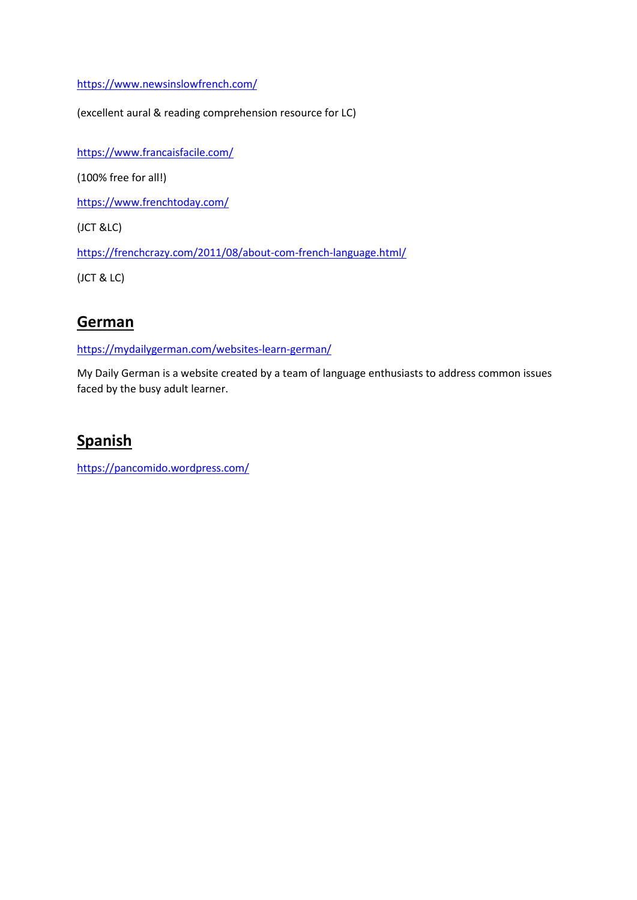https://www.newsinslowfrench.com/

(excellent aural & reading comprehension resource for LC)

https://www.francaisfacile.com/

(100% free for all!)

https://www.frenchtoday.com/

(JCT &LC)

https://frenchcrazy.com/2011/08/about-com-french-language.html/

(JCT & LC)

## German

https://mydailygerman.com/websites-learn-german/

My Daily German is a website created by a team of language enthusiasts to address common issues faced by the busy adult learner.

## Spanish

https://pancomido.wordpress.com/